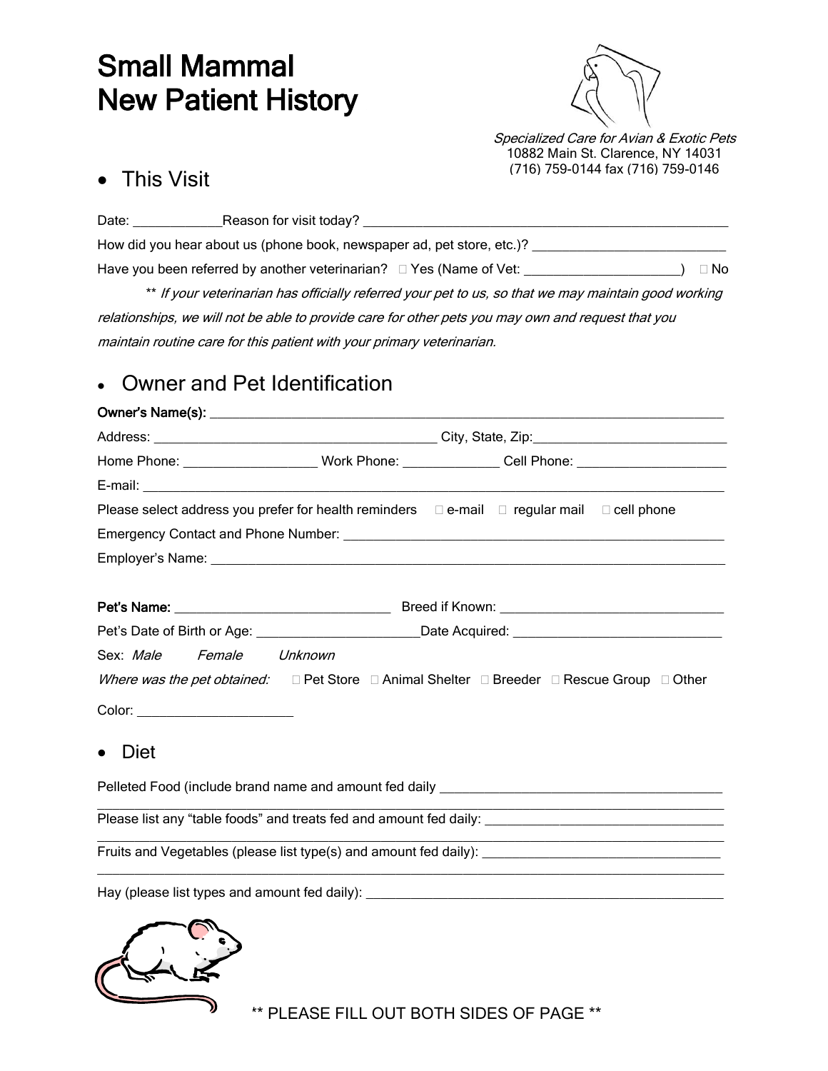# Small Mammal New Patient History

*Specialized Care for Avian & Exotic Pets*
10882 Main St. Clarence, NY 14031
(716) 759-0144 fax (716) 759-0146

## • This Visit

Date: ____________Reason for visit today? ____________________________________________________

How did you hear about us (phone book, newspaper ad, pet store, etc.)? ___________________________

Have you been referred by another veterinarian? ☐ Yes (Name of Vet: ______________________) ☐ No

** *If your veterinarian has officially referred your pet to us, so that we may maintain good working relationships, we will not be able to provide care for other pets you may own and request that you maintain routine care for this patient with your primary veterinarian.*

## • Owner and Pet Identification

**Owner's Name(s):** ___________________________________________________________________________

Address: ________________________________________ City, State, Zip:___________________________

Home Phone: ___________________ Work Phone: ______________ Cell Phone: _____________________

E-mail: _______________________________________________________________________________________

Please select address you prefer for health reminders ☐ e-mail ☐ regular mail ☐ cell phone

Emergency Contact and Phone Number: _______________________________________________________

Employer's Name: ______________________________________________________________________________

**Pet's Name:** _______________________________ Breed if Known: ________________________________

Pet's Date of Birth or Age: _______________________Date Acquired: ______________________________

Sex: *Male* *Female* *Unknown*

*Where was the pet obtained:* ☐ Pet Store ☐ Animal Shelter ☐ Breeder ☐ Rescue Group ☐ Other

Color: ______________________

## • Diet

Pelleted Food (include brand name and amount fed daily ________________________________________
_______________________________________________________________________________________________

Please list any "table foods" and treats fed and amount fed daily: __________________________________
_______________________________________________________________________________________________

Fruits and Vegetables (please list type(s) and amount fed daily): __________________________________
_______________________________________________________________________________________________

Hay (please list types and amount fed daily): ______________________________________________________

** PLEASE FILL OUT BOTH SIDES OF PAGE **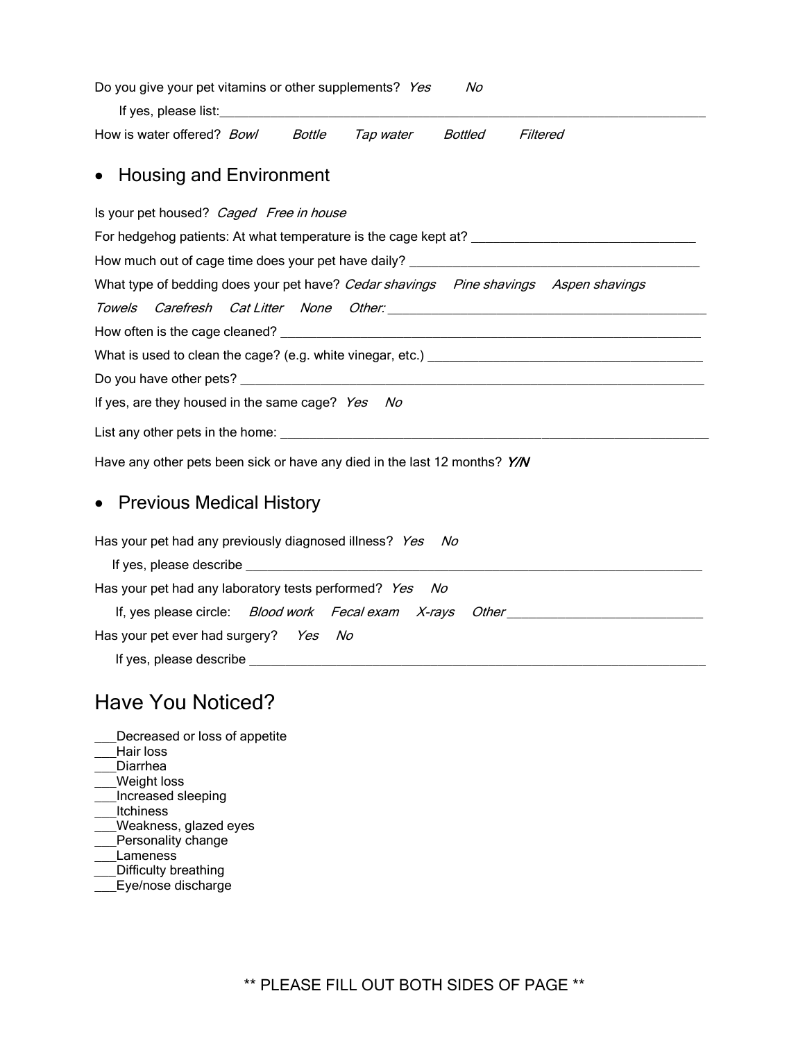Do you give your pet vitamins or other supplements? *Yes* *No*

If yes, please list:\_\_\_\_\_\_\_\_\_\_\_\_\_\_\_\_\_\_\_\_\_\_\_\_\_\_\_\_\_\_\_\_\_\_\_\_\_\_\_\_\_\_\_\_\_\_\_\_\_\_\_\_\_\_\_\_\_\_\_\_\_\_\_\_\_\_\_\_\_\_

How is water offered? *Bowl* *Bottle* *Tap water* *Bottled* *Filtered*

## • Housing and Environment

Is your pet housed? *Caged* *Free in house*

For hedgehog patients: At what temperature is the cage kept at? \_\_\_\_\_\_\_\_\_\_\_\_\_\_\_\_\_\_\_\_\_\_\_\_\_\_\_\_\_\_\_\_

How much out of cage time does your pet have daily? \_\_\_\_\_\_\_\_\_\_\_\_\_\_\_\_\_\_\_\_\_\_\_\_\_\_\_\_\_\_\_\_\_\_\_\_\_\_\_\_\_\_

What type of bedding does your pet have? *Cedar shavings* *Pine shavings* *Aspen shavings* *Towels* *Carefresh* *Cat Litter* *None* *Other:* \_\_\_\_\_\_\_\_\_\_\_\_\_\_\_\_\_\_\_\_\_\_\_\_\_\_\_\_\_\_\_\_\_\_\_\_\_\_\_\_\_\_\_\_\_\_\_\_

How often is the cage cleaned? \_\_\_\_\_\_\_\_\_\_\_\_\_\_\_\_\_\_\_\_\_\_\_\_\_\_\_\_\_\_\_\_\_\_\_\_\_\_\_\_\_\_\_\_\_\_\_\_\_\_\_\_\_\_\_\_\_\_\_\_

What is used to clean the cage? (e.g. white vinegar, etc.) \_\_\_\_\_\_\_\_\_\_\_\_\_\_\_\_\_\_\_\_\_\_\_\_\_\_\_\_\_\_\_\_\_\_\_\_\_\_\_\_

Do you have other pets? \_\_\_\_\_\_\_\_\_\_\_\_\_\_\_\_\_\_\_\_\_\_\_\_\_\_\_\_\_\_\_\_\_\_\_\_\_\_\_\_\_\_\_\_\_\_\_\_\_\_\_\_\_\_\_\_\_\_\_\_\_\_\_\_\_\_\_\_

If yes, are they housed in the same cage? *Yes* *No*

List any other pets in the home: \_\_\_\_\_\_\_\_\_\_\_\_\_\_\_\_\_\_\_\_\_\_\_\_\_\_\_\_\_\_\_\_\_\_\_\_\_\_\_\_\_\_\_\_\_\_\_\_\_\_\_\_\_\_\_\_\_\_\_\_\_\_

Have any other pets been sick or have any died in the last 12 months? ***Y/N***

## • Previous Medical History

Has your pet had any previously diagnosed illness? *Yes* *No*

If yes, please describe \_\_\_\_\_\_\_\_\_\_\_\_\_\_\_\_\_\_\_\_\_\_\_\_\_\_\_\_\_\_\_\_\_\_\_\_\_\_\_\_\_\_\_\_\_\_\_\_\_\_\_\_\_\_\_\_\_\_\_\_\_\_\_\_\_\_\_\_

Has your pet had any laboratory tests performed? *Yes* *No*

If, yes please circle: *Blood work* *Fecal exam* *X-rays* *Other* \_\_\_\_\_\_\_\_\_\_\_\_\_\_\_\_\_\_\_\_\_\_\_\_\_\_\_\_

Has your pet ever had surgery? *Yes* *No*

If yes, please describe \_\_\_\_\_\_\_\_\_\_\_\_\_\_\_\_\_\_\_\_\_\_\_\_\_\_\_\_\_\_\_\_\_\_\_\_\_\_\_\_\_\_\_\_\_\_\_\_\_\_\_\_\_\_\_\_\_\_\_\_\_\_\_\_\_\_\_\_

# Have You Noticed?

\_\_\_Decreased or loss of appetite
\_\_\_Hair loss
\_\_\_Diarrhea
\_\_\_Weight loss
\_\_\_Increased sleeping
\_\_\_Itchiness
\_\_\_Weakness, glazed eyes
\_\_\_Personality change
\_\_\_Lameness
\_\_\_Difficulty breathing
\_\_\_Eye/nose discharge

\*\* PLEASE FILL OUT BOTH SIDES OF PAGE \*\*